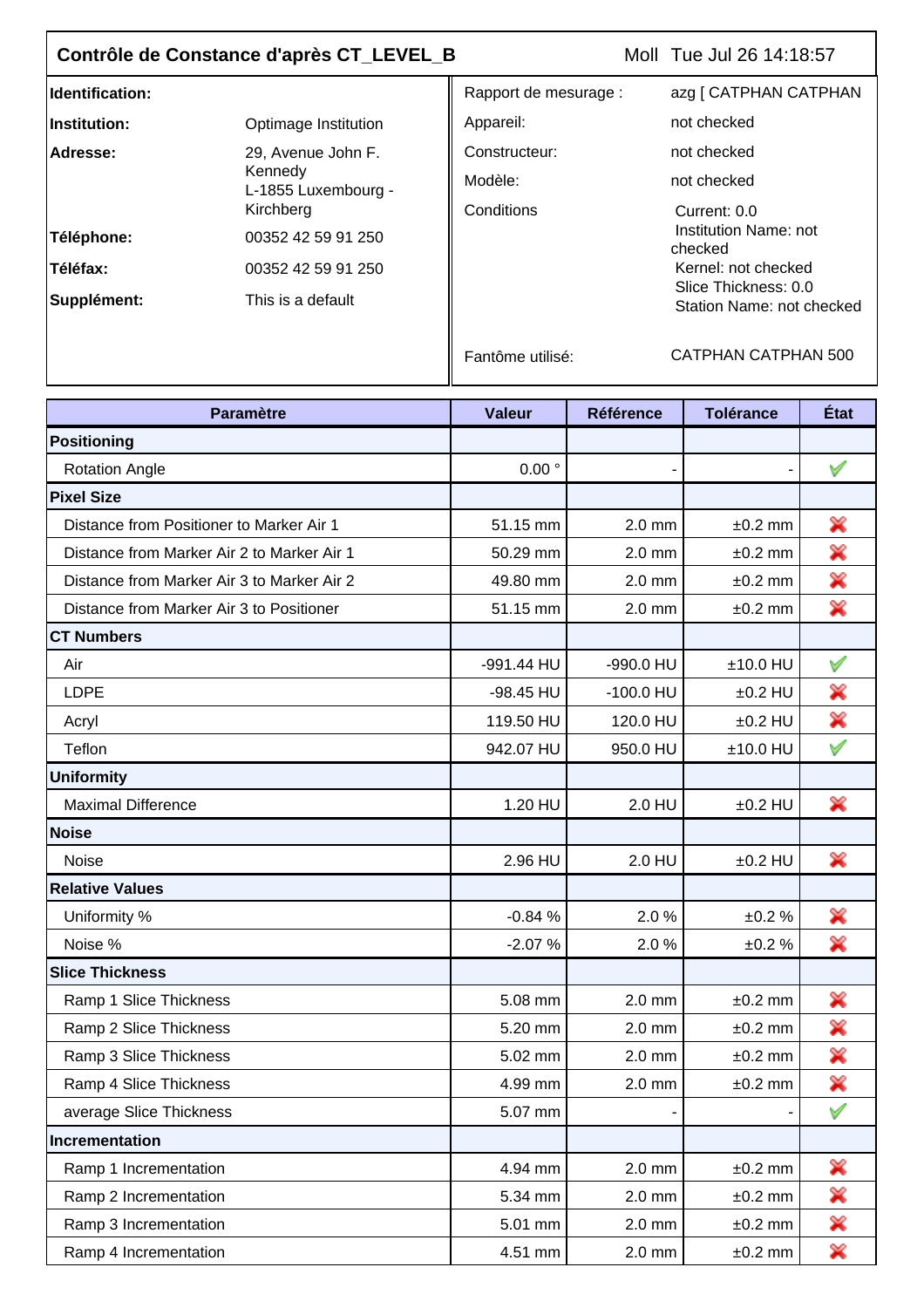# Contrôle de Constance d'après CT_LEVEL_B

Moll Tue Jul 26 14:18:57

| | |
|---|---|
| **Identification:** | |
| **Institution:** | Optimage Institution |
| **Adresse:** | 29, Avenue John F. Kennedy L-1855 Luxembourg - Kirchberg |
| **Téléphone:** | 00352 42 59 91 250 |
| **Téléfax:** | 00352 42 59 91 250 |
| **Supplément:** | This is a default |

| | |
|---|---|
| Rapport de mesurage : | azg [ CATPHAN CATPHAN |
| Appareil: | not checked |
| Constructeur: | not checked |
| Modèle: | not checked |
| Conditions | Current: 0.0<br>Institution Name: not checked<br>Kernel: not checked<br>Slice Thickness: 0.0<br>Station Name: not checked |
| Fantôme utilisé: | CATPHAN CATPHAN 500 |

| Paramètre | Valeur | Référence | Tolérance | État |
|---|---|---|---|---|
| **Positioning** | | | | |
| Rotation Angle | 0.00 ° | - | - | ✔ |
| **Pixel Size** | | | | |
| Distance from Positioner to Marker Air 1 | 51.15 mm | 2.0 mm | ±0.2 mm | ✘ |
| Distance from Marker Air 2 to Marker Air 1 | 50.29 mm | 2.0 mm | ±0.2 mm | ✘ |
| Distance from Marker Air 3 to Marker Air 2 | 49.80 mm | 2.0 mm | ±0.2 mm | ✘ |
| Distance from Marker Air 3 to Positioner | 51.15 mm | 2.0 mm | ±0.2 mm | ✘ |
| **CT Numbers** | | | | |
| Air | -991.44 HU | -990.0 HU | ±10.0 HU | ✔ |
| LDPE | -98.45 HU | -100.0 HU | ±0.2 HU | ✘ |
| Acryl | 119.50 HU | 120.0 HU | ±0.2 HU | ✘ |
| Teflon | 942.07 HU | 950.0 HU | ±10.0 HU | ✔ |
| **Uniformity** | | | | |
| Maximal Difference | 1.20 HU | 2.0 HU | ±0.2 HU | ✘ |
| **Noise** | | | | |
| Noise | 2.96 HU | 2.0 HU | ±0.2 HU | ✘ |
| **Relative Values** | | | | |
| Uniformity % | -0.84 % | 2.0 % | ±0.2 % | ✘ |
| Noise % | -2.07 % | 2.0 % | ±0.2 % | ✘ |
| **Slice Thickness** | | | | |
| Ramp 1 Slice Thickness | 5.08 mm | 2.0 mm | ±0.2 mm | ✘ |
| Ramp 2 Slice Thickness | 5.20 mm | 2.0 mm | ±0.2 mm | ✘ |
| Ramp 3 Slice Thickness | 5.02 mm | 2.0 mm | ±0.2 mm | ✘ |
| Ramp 4 Slice Thickness | 4.99 mm | 2.0 mm | ±0.2 mm | ✘ |
| average Slice Thickness | 5.07 mm | - | - | ✔ |
| **Incrementation** | | | | |
| Ramp 1 Incrementation | 4.94 mm | 2.0 mm | ±0.2 mm | ✘ |
| Ramp 2 Incrementation | 5.34 mm | 2.0 mm | ±0.2 mm | ✘ |
| Ramp 3 Incrementation | 5.01 mm | 2.0 mm | ±0.2 mm | ✘ |
| Ramp 4 Incrementation | 4.51 mm | 2.0 mm | ±0.2 mm | ✘ |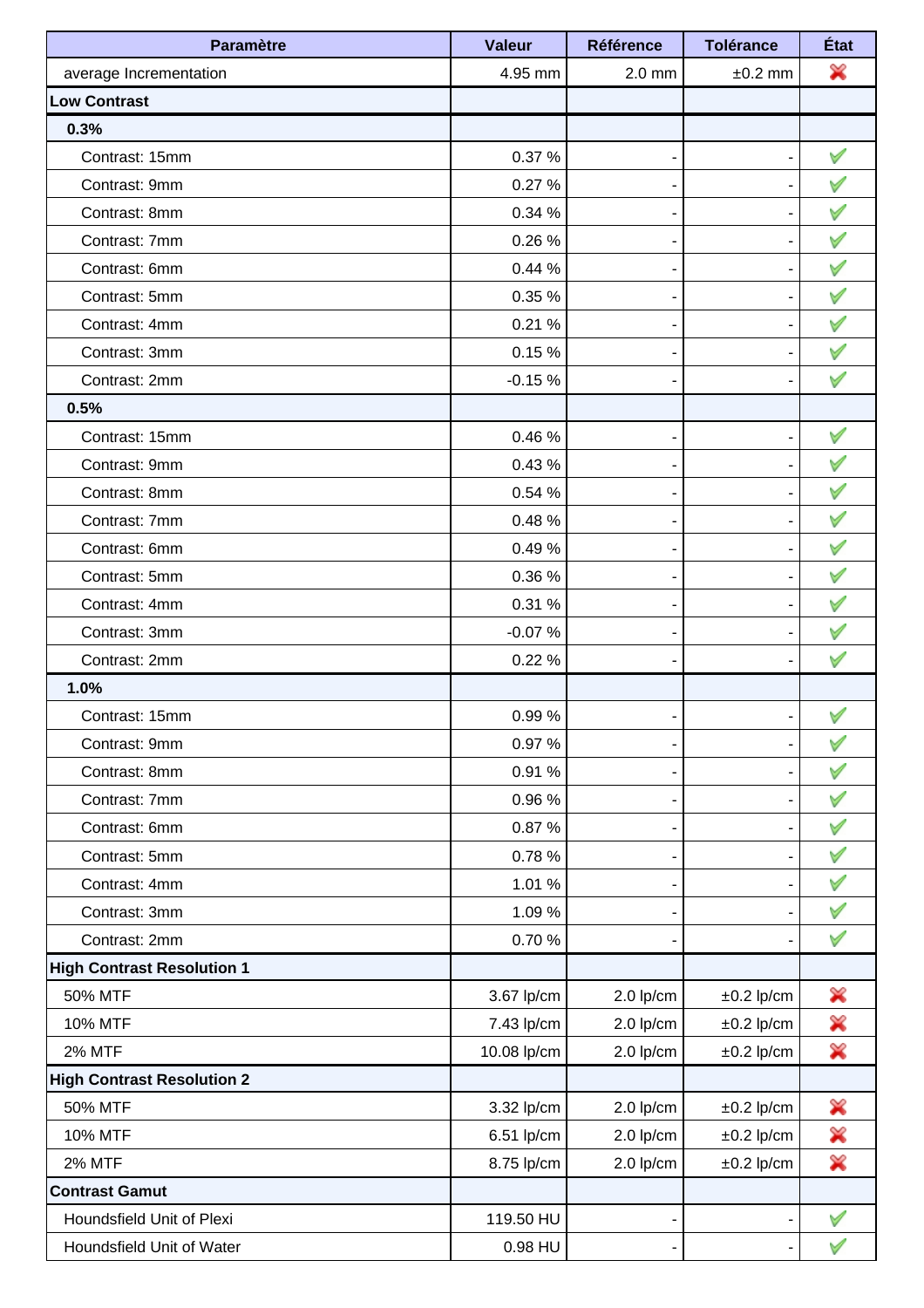| Paramètre | Valeur | Référence | Tolérance | État |
| --- | --- | --- | --- | --- |
| average Incrementation | 4.95 mm | 2.0 mm | ±0.2 mm | ✗ |
| **Low Contrast** | | | | |
| **0.3%** | | | | |
| Contrast: 15mm | 0.37 % | - | - | ✓ |
| Contrast: 9mm | 0.27 % | - | - | ✓ |
| Contrast: 8mm | 0.34 % | - | - | ✓ |
| Contrast: 7mm | 0.26 % | - | - | ✓ |
| Contrast: 6mm | 0.44 % | - | - | ✓ |
| Contrast: 5mm | 0.35 % | - | - | ✓ |
| Contrast: 4mm | 0.21 % | - | - | ✓ |
| Contrast: 3mm | 0.15 % | - | - | ✓ |
| Contrast: 2mm | -0.15 % | - | - | ✓ |
| **0.5%** | | | | |
| Contrast: 15mm | 0.46 % | - | - | ✓ |
| Contrast: 9mm | 0.43 % | - | - | ✓ |
| Contrast: 8mm | 0.54 % | - | - | ✓ |
| Contrast: 7mm | 0.48 % | - | - | ✓ |
| Contrast: 6mm | 0.49 % | - | - | ✓ |
| Contrast: 5mm | 0.36 % | - | - | ✓ |
| Contrast: 4mm | 0.31 % | - | - | ✓ |
| Contrast: 3mm | -0.07 % | - | - | ✓ |
| Contrast: 2mm | 0.22 % | - | - | ✓ |
| **1.0%** | | | | |
| Contrast: 15mm | 0.99 % | - | - | ✓ |
| Contrast: 9mm | 0.97 % | - | - | ✓ |
| Contrast: 8mm | 0.91 % | - | - | ✓ |
| Contrast: 7mm | 0.96 % | - | - | ✓ |
| Contrast: 6mm | 0.87 % | - | - | ✓ |
| Contrast: 5mm | 0.78 % | - | - | ✓ |
| Contrast: 4mm | 1.01 % | - | - | ✓ |
| Contrast: 3mm | 1.09 % | - | - | ✓ |
| Contrast: 2mm | 0.70 % | - | - | ✓ |
| **High Contrast Resolution 1** | | | | |
| 50% MTF | 3.67 lp/cm | 2.0 lp/cm | ±0.2 lp/cm | ✗ |
| 10% MTF | 7.43 lp/cm | 2.0 lp/cm | ±0.2 lp/cm | ✗ |
| 2% MTF | 10.08 lp/cm | 2.0 lp/cm | ±0.2 lp/cm | ✗ |
| **High Contrast Resolution 2** | | | | |
| 50% MTF | 3.32 lp/cm | 2.0 lp/cm | ±0.2 lp/cm | ✗ |
| 10% MTF | 6.51 lp/cm | 2.0 lp/cm | ±0.2 lp/cm | ✗ |
| 2% MTF | 8.75 lp/cm | 2.0 lp/cm | ±0.2 lp/cm | ✗ |
| **Contrast Gamut** | | | | |
| Houndsfield Unit of Plexi | 119.50 HU | - | - | ✓ |
| Houndsfield Unit of Water | 0.98 HU | - | - | ✓ |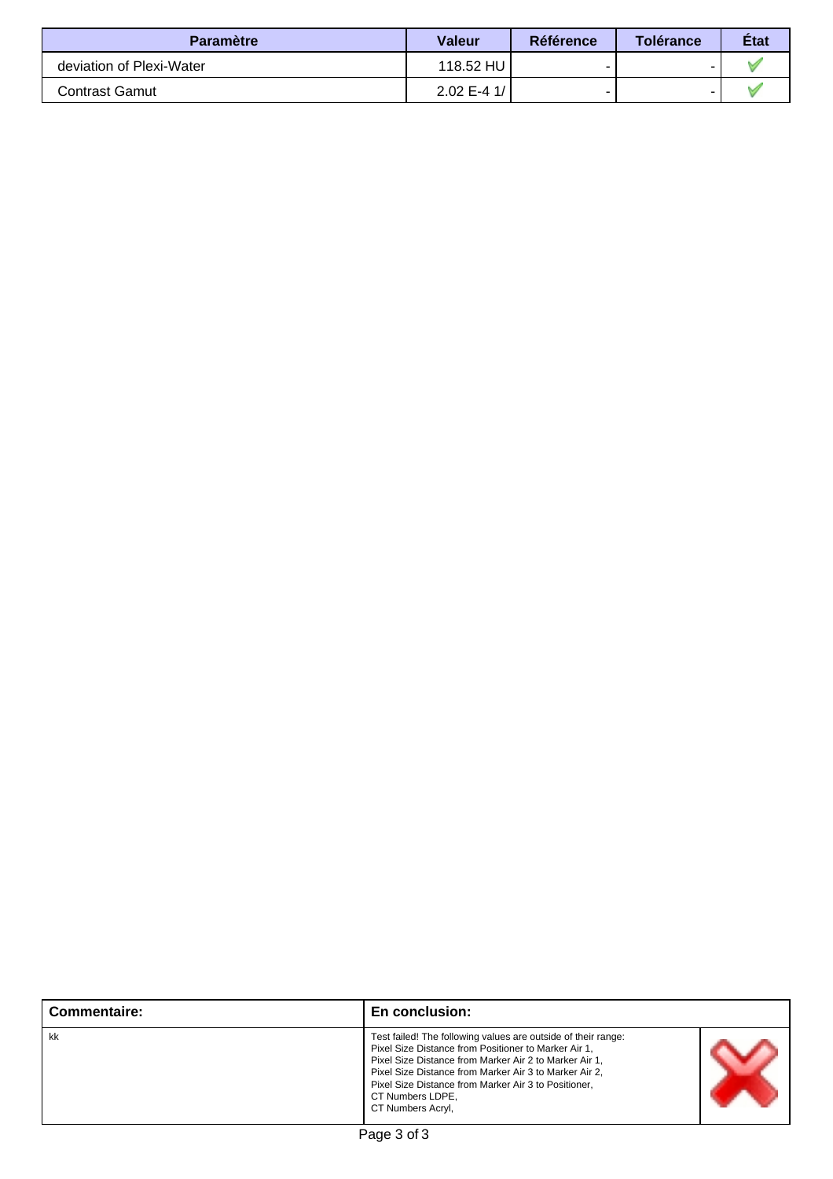| Paramètre | Valeur | Référence | Tolérance | État |
|---|---|---|---|---|
| deviation of Plexi-Water | 118.52 HU | - | - | ✓ |
| Contrast Gamut | 2.02 E-4 1/ | - | - | ✓ |

| Commentaire: | En conclusion: | |
|---|---|---|
| kk | Test failed! The following values are outside of their range:<br>Pixel Size Distance from Positioner to Marker Air 1,<br>Pixel Size Distance from Marker Air 2 to Marker Air 1,<br>Pixel Size Distance from Marker Air 3 to Marker Air 2,<br>Pixel Size Distance from Marker Air 3 to Positioner,<br>CT Numbers LDPE,<br>CT Numbers Acryl, | ✗ |